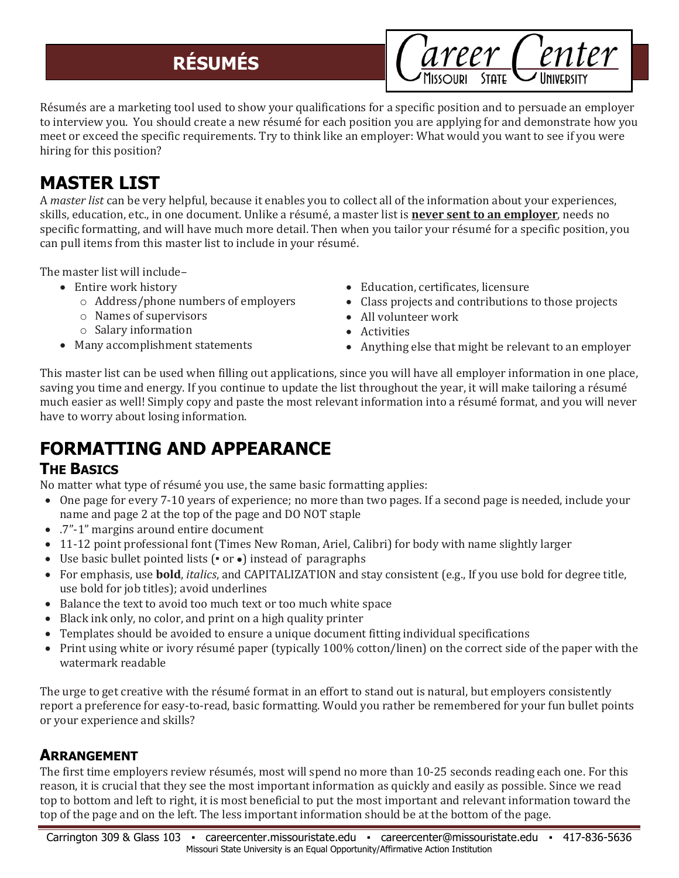# RÉSUMÉS

Résumés are a marketing tool used to show your qualifications for a specific position and to persuade an employer to interview you. You should create a new résumé for each position you are applying for and demonstrate how you meet or exceed the specific requirements. Try to think like an employer: What would you want to see if you were hiring for this position?

## MASTER LIST

A *master list* can be very helpful, because it enables you to collect all of the information about your experiences, skills, education, etc., in one document. Unlike a résumé, a master list is **never sent to an employer**, needs no specific formatting, and will have much more detail. Then when you tailor your résumé for a specific position, you can pull items from this master list to include in your résumé.

The master list will include–

- Entire work history
  - Address/phone numbers of employers
  - Names of supervisors
  - Salary information
- Many accomplishment statements
- Education, certificates, licensure
- Class projects and contributions to those projects
- All volunteer work
- Activities
- Anything else that might be relevant to an employer

This master list can be used when filling out applications, since you will have all employer information in one place, saving you time and energy. If you continue to update the list throughout the year, it will make tailoring a résumé much easier as well! Simply copy and paste the most relevant information into a résumé format, and you will never have to worry about losing information.

## FORMATTING AND APPEARANCE

### THE BASICS

No matter what type of résumé you use, the same basic formatting applies:

- One page for every 7-10 years of experience; no more than two pages. If a second page is needed, include your name and page 2 at the top of the page and DO NOT staple
- .7"-1" margins around entire document
- 11-12 point professional font (Times New Roman, Ariel, Calibri) for body with name slightly larger
- Use basic bullet pointed lists (▪ or •) instead of paragraphs
- For emphasis, use **bold**, *italics*, and CAPITALIZATION and stay consistent (e.g., If you use bold for degree title, use bold for job titles); avoid underlines
- Balance the text to avoid too much text or too much white space
- Black ink only, no color, and print on a high quality printer
- Templates should be avoided to ensure a unique document fitting individual specifications
- Print using white or ivory résumé paper (typically 100% cotton/linen) on the correct side of the paper with the watermark readable

The urge to get creative with the résumé format in an effort to stand out is natural, but employers consistently report a preference for easy-to-read, basic formatting. Would you rather be remembered for your fun bullet points or your experience and skills?

### ARRANGEMENT

The first time employers review résumés, most will spend no more than 10-25 seconds reading each one. For this reason, it is crucial that they see the most important information as quickly and easily as possible. Since we read top to bottom and left to right, it is most beneficial to put the most important and relevant information toward the top of the page and on the left. The less important information should be at the bottom of the page.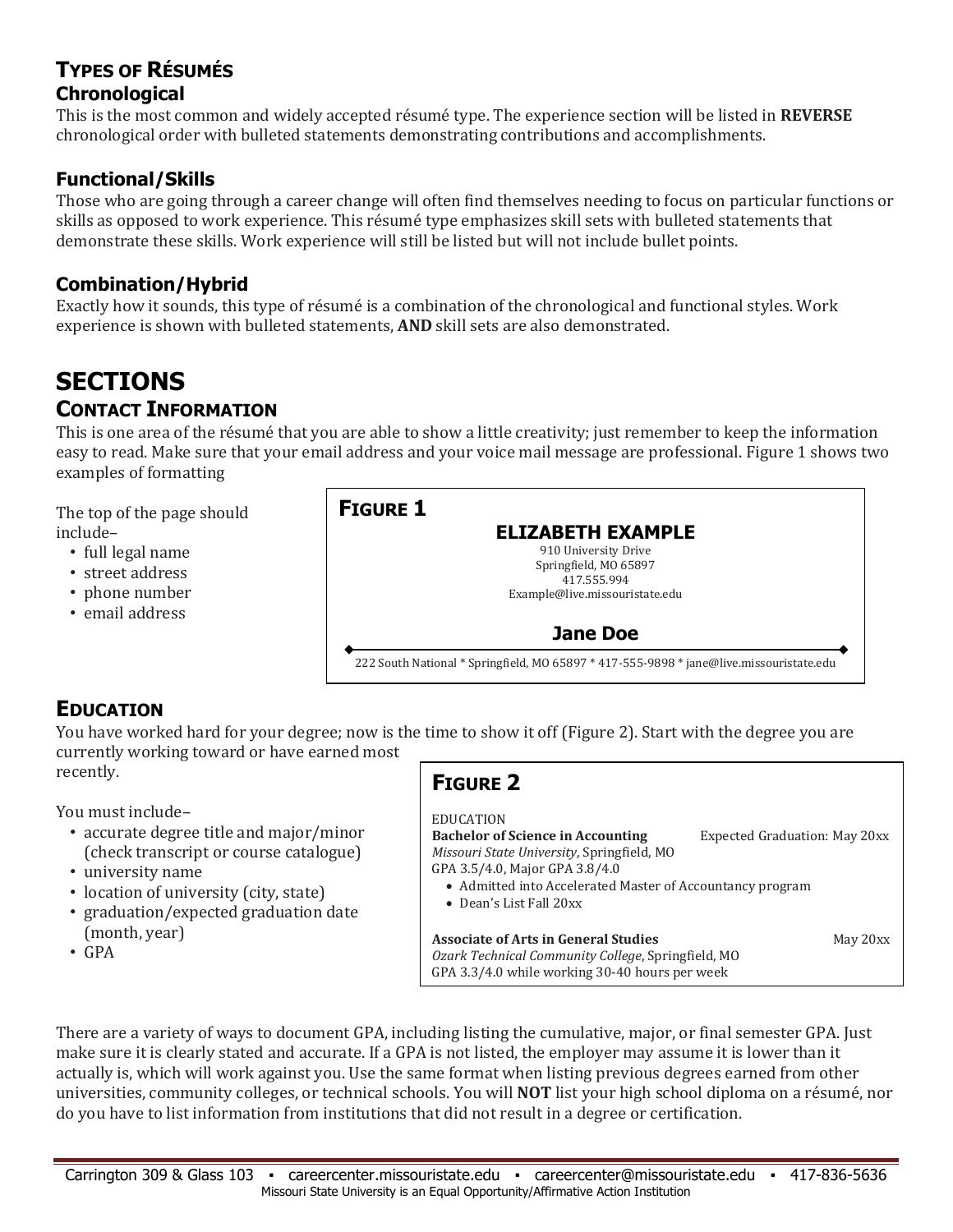## Types of Résumés

### Chronological

This is the most common and widely accepted résumé type. The experience section will be listed in **REVERSE** chronological order with bulleted statements demonstrating contributions and accomplishments.

### Functional/Skills

Those who are going through a career change will often find themselves needing to focus on particular functions or skills as opposed to work experience. This résumé type emphasizes skill sets with bulleted statements that demonstrate these skills. Work experience will still be listed but will not include bullet points.

### Combination/Hybrid

Exactly how it sounds, this type of résumé is a combination of the chronological and functional styles. Work experience is shown with bulleted statements, **AND** skill sets are also demonstrated.

# SECTIONS

## Contact Information

This is one area of the résumé that you are able to show a little creativity; just remember to keep the information easy to read. Make sure that your email address and your voice mail message are professional. Figure 1 shows two examples of formatting

The top of the page should include–

- full legal name
- street address
- phone number
- email address

**Figure 1**

**ELIZABETH EXAMPLE**
910 University Drive
Springfield, MO 65897
417.555.994
Example@live.missouristate.edu

**Jane Doe**
222 South National * Springfield, MO 65897 * 417-555-9898 * jane@live.missouristate.edu

## Education

You have worked hard for your degree; now is the time to show it off (Figure 2). Start with the degree you are currently working toward or have earned most recently.

You must include–

- accurate degree title and major/minor (check transcript or course catalogue)
- university name
- location of university (city, state)
- graduation/expected graduation date (month, year)
- GPA

**Figure 2**

EDUCATION
**Bachelor of Science in Accounting** Expected Graduation: May 20xx
*Missouri State University*, Springfield, MO
GPA 3.5/4.0, Major GPA 3.8/4.0

- Admitted into Accelerated Master of Accountancy program
- Dean's List Fall 20xx

**Associate of Arts in General Studies** May 20xx
*Ozark Technical Community College*, Springfield, MO
GPA 3.3/4.0 while working 30-40 hours per week

There are a variety of ways to document GPA, including listing the cumulative, major, or final semester GPA. Just make sure it is clearly stated and accurate. If a GPA is not listed, the employer may assume it is lower than it actually is, which will work against you. Use the same format when listing previous degrees earned from other universities, community colleges, or technical schools. You will **NOT** list your high school diploma on a résumé, nor do you have to list information from institutions that did not result in a degree or certification.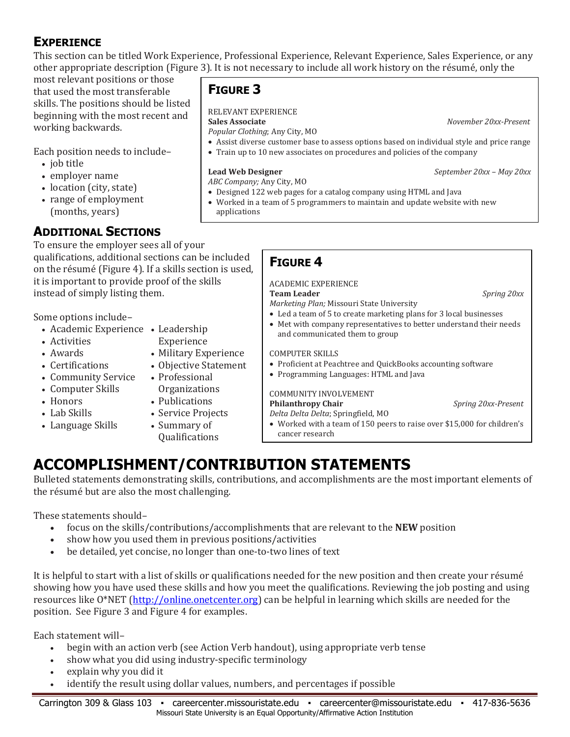## Experience

This section can be titled Work Experience, Professional Experience, Relevant Experience, Sales Experience, or any other appropriate description (Figure 3). It is not necessary to include all work history on the résumé, only the most relevant positions or those that used the most transferable skills. The positions should be listed beginning with the most recent and working backwards.

Each position needs to include–

- job title
- employer name
- location (city, state)
- range of employment (months, years)

### Figure 3

RELEVANT EXPERIENCE

**Sales Associate** *November 20xx-Present*
*Popular Clothing*; Any City, MO

- Assist diverse customer base to assess options based on individual style and price range
- Train up to 10 new associates on procedures and policies of the company

**Lead Web Designer** *September 20xx – May 20xx*
*ABC Company;* Any City, MO

- Designed 122 web pages for a catalog company using HTML and Java
- Worked in a team of 5 programmers to maintain and update website with new applications

## Additional Sections

To ensure the employer sees all of your qualifications, additional sections can be included on the résumé (Figure 4). If a skills section is used, it is important to provide proof of the skills instead of simply listing them.

Some options include–

- Academic Experience
- Activities
- Awards
- Certifications
- Community Service
- Computer Skills
- Honors
- Lab Skills
- Language Skills
- Leadership Experience
- Military Experience
- Objective Statement
- Professional Organizations
- Publications
- Service Projects
- Summary of Qualifications

### Figure 4

ACADEMIC EXPERIENCE

**Team Leader** *Spring 20xx*
*Marketing Plan;* Missouri State University

- Led a team of 5 to create marketing plans for 3 local businesses
- Met with company representatives to better understand their needs and communicated them to group

COMPUTER SKILLS

- Proficient at Peachtree and QuickBooks accounting software
- Programming Languages: HTML and Java

COMMUNITY INVOLVEMENT

**Philanthropy Chair** *Spring 20xx-Present*
*Delta Delta Delta*; Springfield, MO

- Worked with a team of 150 peers to raise over $15,000 for children's cancer research

# ACCOMPLISHMENT/CONTRIBUTION STATEMENTS

Bulleted statements demonstrating skills, contributions, and accomplishments are the most important elements of the résumé but are also the most challenging.

These statements should–

- focus on the skills/contributions/accomplishments that are relevant to the **NEW** position
- show how you used them in previous positions/activities
- be detailed, yet concise, no longer than one-to-two lines of text

It is helpful to start with a list of skills or qualifications needed for the new position and then create your résumé showing how you have used these skills and how you meet the qualifications. Reviewing the job posting and using resources like O*NET (http://online.onetcenter.org) can be helpful in learning which skills are needed for the position. See Figure 3 and Figure 4 for examples.

Each statement will–

- begin with an action verb (see Action Verb handout), using appropriate verb tense
- show what you did using industry-specific terminology
- explain why you did it
- identify the result using dollar values, numbers, and percentages if possible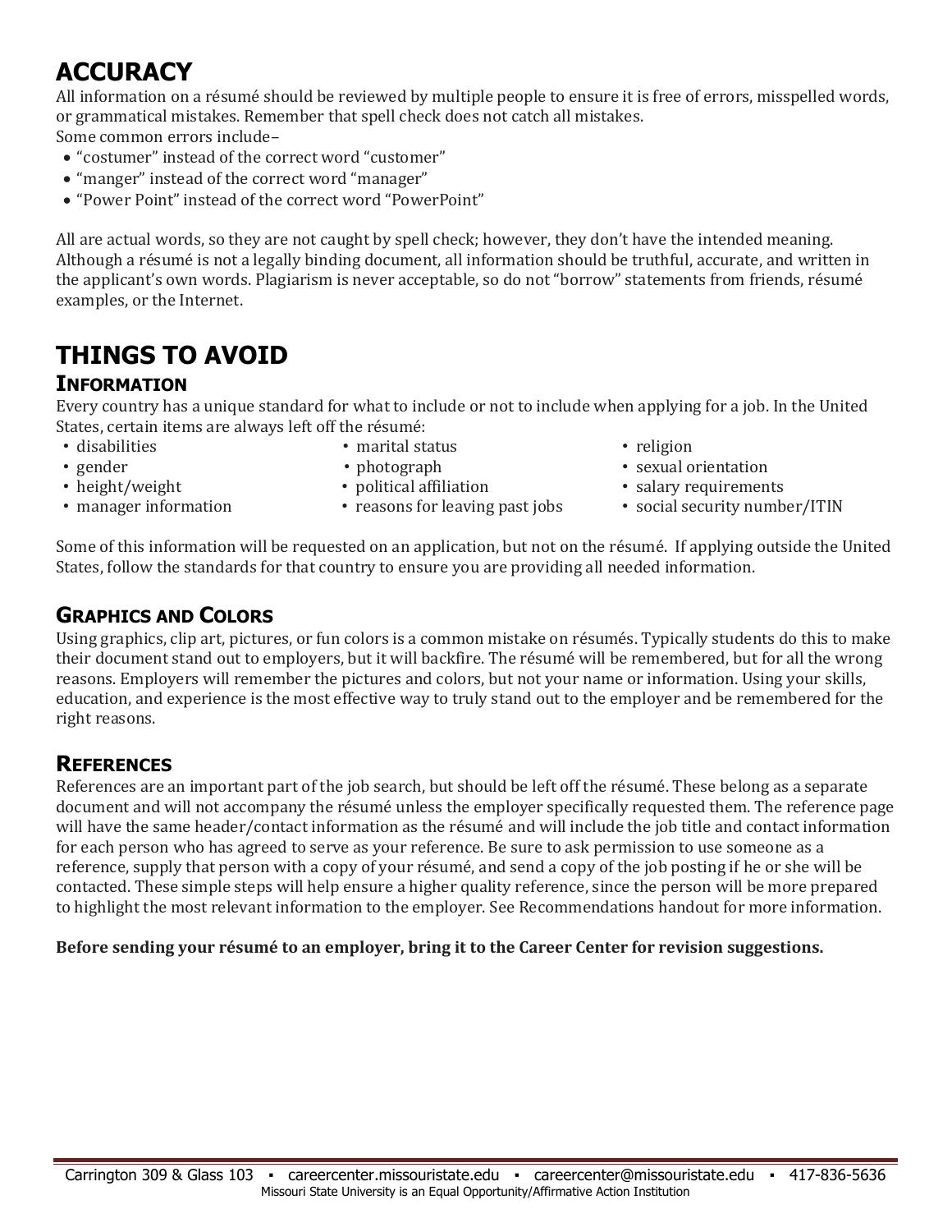# ACCURACY

All information on a résumé should be reviewed by multiple people to ensure it is free of errors, misspelled words, or grammatical mistakes. Remember that spell check does not catch all mistakes.

Some common errors include–

- "costumer" instead of the correct word "customer"
- "manger" instead of the correct word "manager"
- "Power Point" instead of the correct word "PowerPoint"

All are actual words, so they are not caught by spell check; however, they don't have the intended meaning. Although a résumé is not a legally binding document, all information should be truthful, accurate, and written in the applicant's own words. Plagiarism is never acceptable, so do not "borrow" statements from friends, résumé examples, or the Internet.

# THINGS TO AVOID

## INFORMATION

Every country has a unique standard for what to include or not to include when applying for a job. In the United States, certain items are always left off the résumé:

- disabilities
- gender
- height/weight
- manager information
- marital status
- photograph
- political affiliation
- reasons for leaving past jobs
- religion
- sexual orientation
- salary requirements
- social security number/ITIN

Some of this information will be requested on an application, but not on the résumé. If applying outside the United States, follow the standards for that country to ensure you are providing all needed information.

## GRAPHICS AND COLORS

Using graphics, clip art, pictures, or fun colors is a common mistake on résumés. Typically students do this to make their document stand out to employers, but it will backfire. The résumé will be remembered, but for all the wrong reasons. Employers will remember the pictures and colors, but not your name or information. Using your skills, education, and experience is the most effective way to truly stand out to the employer and be remembered for the right reasons.

## REFERENCES

References are an important part of the job search, but should be left off the résumé. These belong as a separate document and will not accompany the résumé unless the employer specifically requested them. The reference page will have the same header/contact information as the résumé and will include the job title and contact information for each person who has agreed to serve as your reference. Be sure to ask permission to use someone as a reference, supply that person with a copy of your résumé, and send a copy of the job posting if he or she will be contacted. These simple steps will help ensure a higher quality reference, since the person will be more prepared to highlight the most relevant information to the employer. See Recommendations handout for more information.

**Before sending your résumé to an employer, bring it to the Career Center for revision suggestions.**